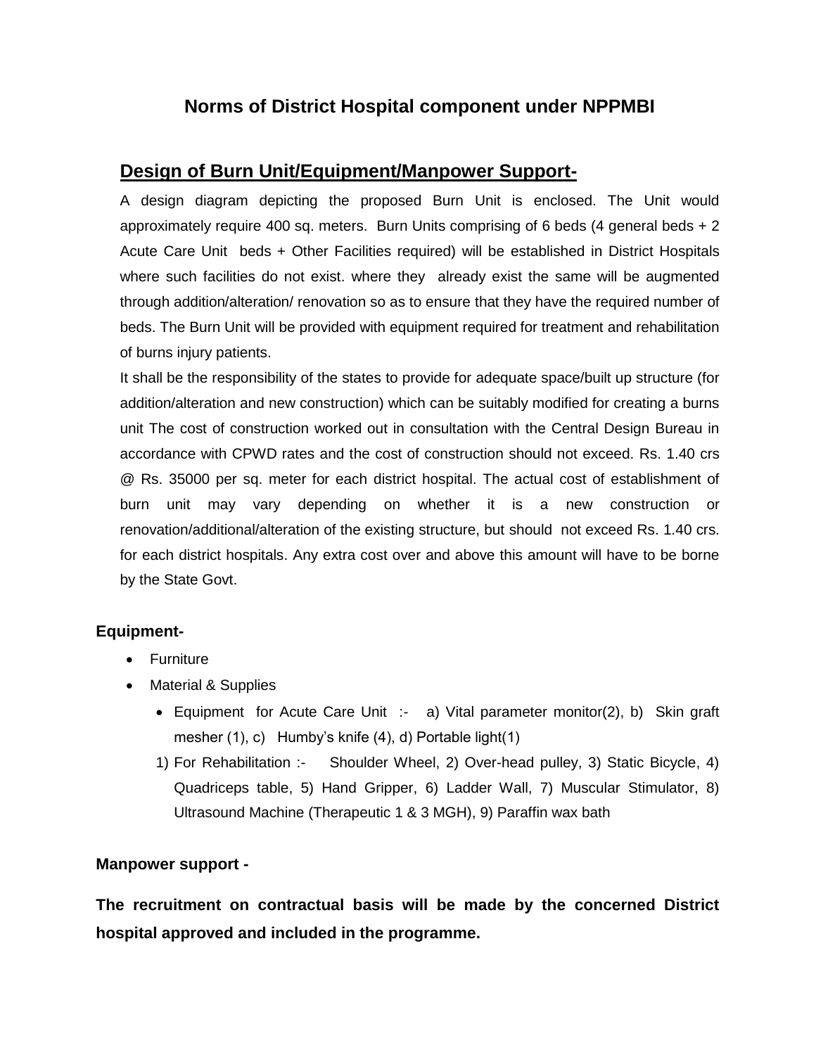# Norms of District Hospital component under NPPMBI

## Design of Burn Unit/Equipment/Manpower Support-

A design diagram depicting the proposed Burn Unit is enclosed. The Unit would approximately require 400 sq. meters. Burn Units comprising of 6 beds (4 general beds + 2 Acute Care Unit beds + Other Facilities required) will be established in District Hospitals where such facilities do not exist. where they already exist the same will be augmented through addition/alteration/ renovation so as to ensure that they have the required number of beds. The Burn Unit will be provided with equipment required for treatment and rehabilitation of burns injury patients.

It shall be the responsibility of the states to provide for adequate space/built up structure (for addition/alteration and new construction) which can be suitably modified for creating a burns unit The cost of construction worked out in consultation with the Central Design Bureau in accordance with CPWD rates and the cost of construction should not exceed. Rs. 1.40 crs @ Rs. 35000 per sq. meter for each district hospital. The actual cost of establishment of burn unit may vary depending on whether it is a new construction or renovation/additional/alteration of the existing structure, but should not exceed Rs. 1.40 crs. for each district hospitals. Any extra cost over and above this amount will have to be borne by the State Govt.

### Equipment-

- Furniture
- Material & Supplies
  - Equipment for Acute Care Unit :- a) Vital parameter monitor(2), b) Skin graft mesher (1), c) Humby's knife (4), d) Portable light(1)
  1) For Rehabilitation :- Shoulder Wheel, 2) Over-head pulley, 3) Static Bicycle, 4) Quadriceps table, 5) Hand Gripper, 6) Ladder Wall, 7) Muscular Stimulator, 8) Ultrasound Machine (Therapeutic 1 & 3 MGH), 9) Paraffin wax bath

### Manpower support -

**The recruitment on contractual basis will be made by the concerned District hospital approved and included in the programme.**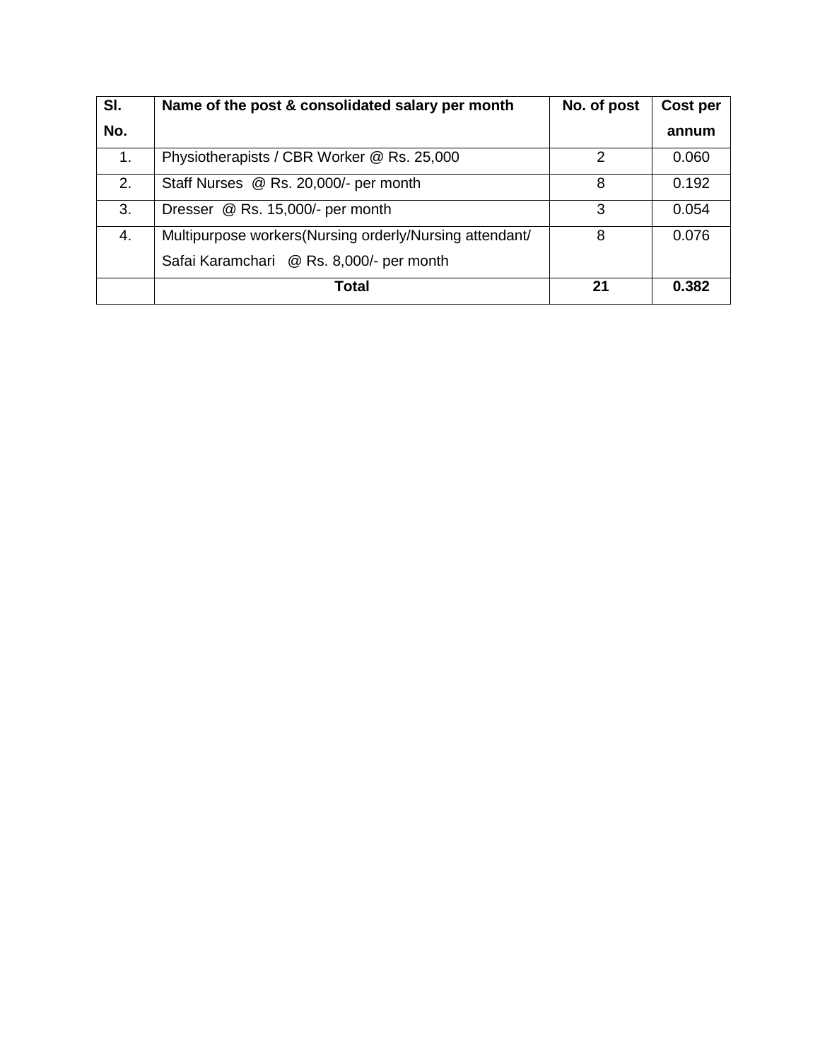| Sl. No. | Name of the post & consolidated salary per month | No. of post | Cost per annum |
|---|---|---|---|
| 1. | Physiotherapists / CBR Worker @ Rs. 25,000 | 2 | 0.060 |
| 2. | Staff Nurses @ Rs. 20,000/- per month | 8 | 0.192 |
| 3. | Dresser @ Rs. 15,000/- per month | 3 | 0.054 |
| 4. | Multipurpose workers(Nursing orderly/Nursing attendant/ Safai Karamchari @ Rs. 8,000/- per month | 8 | 0.076 |
| | **Total** | **21** | **0.382** |